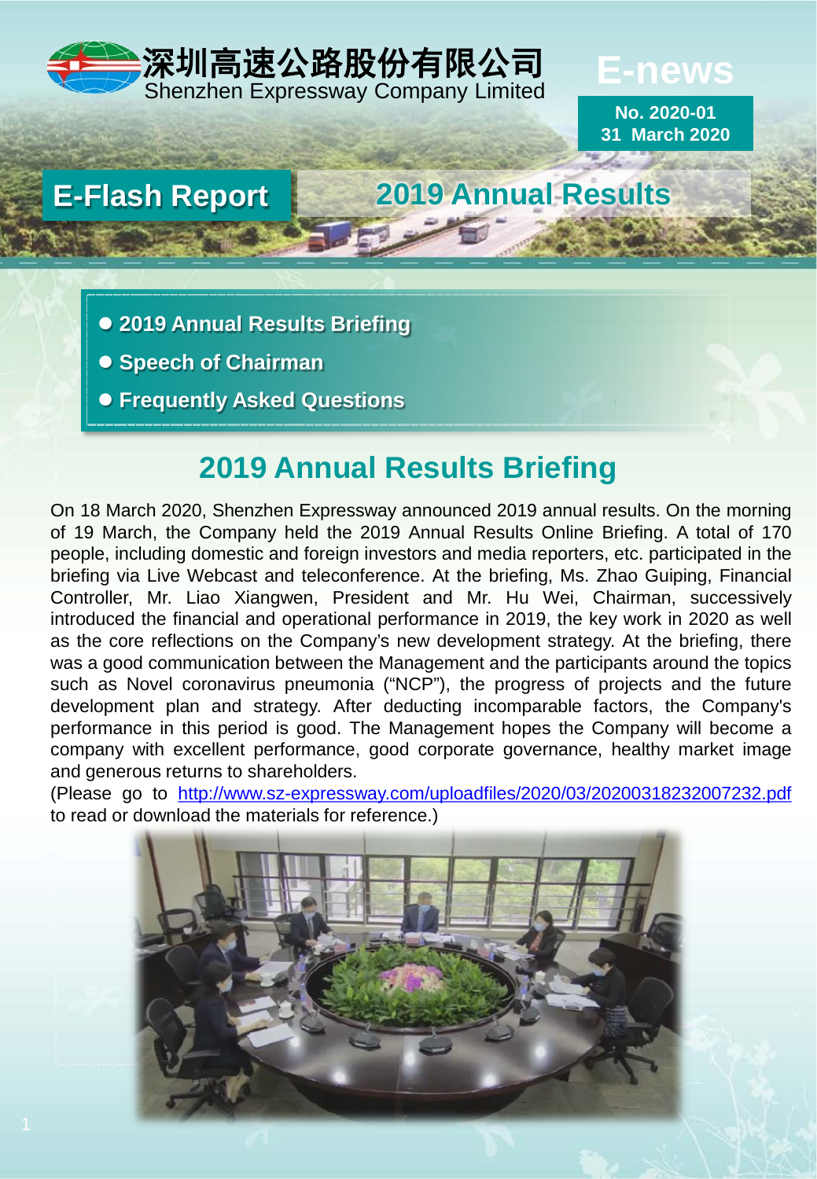深圳高速公路股份有限公司
Shenzhen Expressway Company Limited

# E-news

**No. 2020-01**
**31 March 2020**

**E-Flash Report** | **2019 Annual Results**

- **2019 Annual Results Briefing**
- **Speech of Chairman**
- **Frequently Asked Questions**

## 2019 Annual Results Briefing

On 18 March 2020, Shenzhen Expressway announced 2019 annual results. On the morning of 19 March, the Company held the 2019 Annual Results Online Briefing. A total of 170 people, including domestic and foreign investors and media reporters, etc. participated in the briefing via Live Webcast and teleconference. At the briefing, Ms. Zhao Guiping, Financial Controller, Mr. Liao Xiangwen, President and Mr. Hu Wei, Chairman, successively introduced the financial and operational performance in 2019, the key work in 2020 as well as the core reflections on the Company's new development strategy. At the briefing, there was a good communication between the Management and the participants around the topics such as Novel coronavirus pneumonia ("NCP"), the progress of projects and the future development plan and strategy. After deducting incomparable factors, the Company's performance in this period is good. The Management hopes the Company will become a company with excellent performance, good corporate governance, healthy market image and generous returns to shareholders.

(Please go to http://www.sz-expressway.com/uploadfiles/2020/03/20200318232007232.pdf to read or download the materials for reference.)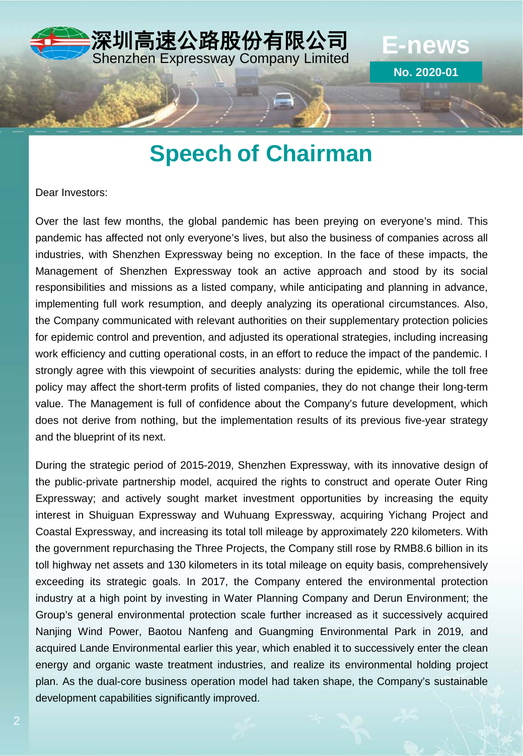# Speech of Chairman

Dear Investors:

Over the last few months, the global pandemic has been preying on everyone's mind. This pandemic has affected not only everyone's lives, but also the business of companies across all industries, with Shenzhen Expressway being no exception. In the face of these impacts, the Management of Shenzhen Expressway took an active approach and stood by its social responsibilities and missions as a listed company, while anticipating and planning in advance, implementing full work resumption, and deeply analyzing its operational circumstances. Also, the Company communicated with relevant authorities on their supplementary protection policies for epidemic control and prevention, and adjusted its operational strategies, including increasing work efficiency and cutting operational costs, in an effort to reduce the impact of the pandemic. I strongly agree with this viewpoint of securities analysts: during the epidemic, while the toll free policy may affect the short-term profits of listed companies, they do not change their long-term value. The Management is full of confidence about the Company's future development, which does not derive from nothing, but the implementation results of its previous five-year strategy and the blueprint of its next.

During the strategic period of 2015-2019, Shenzhen Expressway, with its innovative design of the public-private partnership model, acquired the rights to construct and operate Outer Ring Expressway; and actively sought market investment opportunities by increasing the equity interest in Shuiguan Expressway and Wuhuang Expressway, acquiring Yichang Project and Coastal Expressway, and increasing its total toll mileage by approximately 220 kilometers. With the government repurchasing the Three Projects, the Company still rose by RMB8.6 billion in its toll highway net assets and 130 kilometers in its total mileage on equity basis, comprehensively exceeding its strategic goals. In 2017, the Company entered the environmental protection industry at a high point by investing in Water Planning Company and Derun Environment; the Group's general environmental protection scale further increased as it successively acquired Nanjing Wind Power, Baotou Nanfeng and Guangming Environmental Park in 2019, and acquired Lande Environmental earlier this year, which enabled it to successively enter the clean energy and organic waste treatment industries, and realize its environmental holding project plan. As the dual-core business operation model had taken shape, the Company's sustainable development capabilities significantly improved.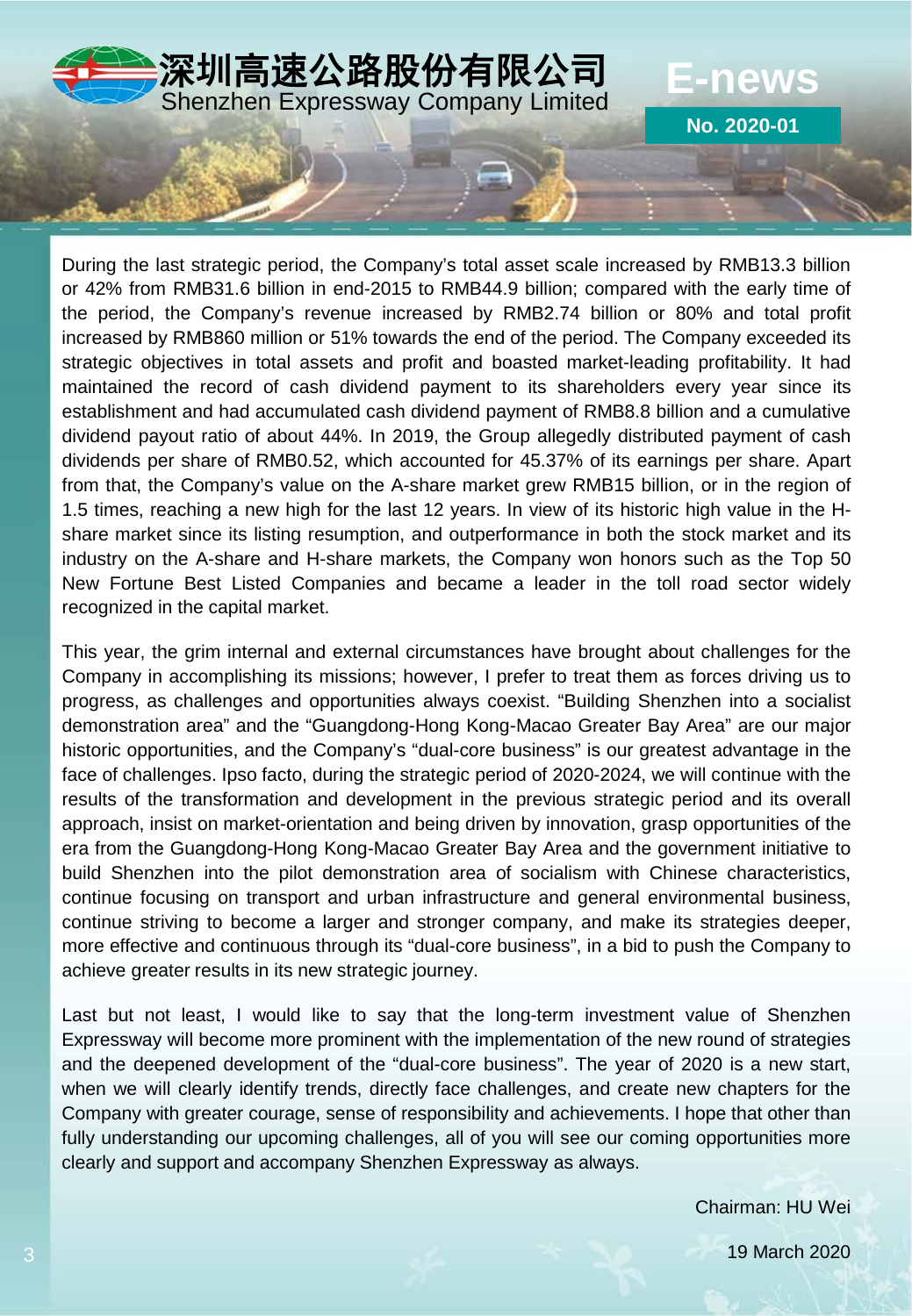During the last strategic period, the Company's total asset scale increased by RMB13.3 billion or 42% from RMB31.6 billion in end-2015 to RMB44.9 billion; compared with the early time of the period, the Company's revenue increased by RMB2.74 billion or 80% and total profit increased by RMB860 million or 51% towards the end of the period. The Company exceeded its strategic objectives in total assets and profit and boasted market-leading profitability. It had maintained the record of cash dividend payment to its shareholders every year since its establishment and had accumulated cash dividend payment of RMB8.8 billion and a cumulative dividend payout ratio of about 44%. In 2019, the Group allegedly distributed payment of cash dividends per share of RMB0.52, which accounted for 45.37% of its earnings per share. Apart from that, the Company's value on the A-share market grew RMB15 billion, or in the region of 1.5 times, reaching a new high for the last 12 years. In view of its historic high value in the H-share market since its listing resumption, and outperformance in both the stock market and its industry on the A-share and H-share markets, the Company won honors such as the Top 50 New Fortune Best Listed Companies and became a leader in the toll road sector widely recognized in the capital market.

This year, the grim internal and external circumstances have brought about challenges for the Company in accomplishing its missions; however, I prefer to treat them as forces driving us to progress, as challenges and opportunities always coexist. "Building Shenzhen into a socialist demonstration area" and the "Guangdong-Hong Kong-Macao Greater Bay Area" are our major historic opportunities, and the Company's "dual-core business" is our greatest advantage in the face of challenges. Ipso facto, during the strategic period of 2020-2024, we will continue with the results of the transformation and development in the previous strategic period and its overall approach, insist on market-orientation and being driven by innovation, grasp opportunities of the era from the Guangdong-Hong Kong-Macao Greater Bay Area and the government initiative to build Shenzhen into the pilot demonstration area of socialism with Chinese characteristics, continue focusing on transport and urban infrastructure and general environmental business, continue striving to become a larger and stronger company, and make its strategies deeper, more effective and continuous through its "dual-core business", in a bid to push the Company to achieve greater results in its new strategic journey.

Last but not least, I would like to say that the long-term investment value of Shenzhen Expressway will become more prominent with the implementation of the new round of strategies and the deepened development of the "dual-core business". The year of 2020 is a new start, when we will clearly identify trends, directly face challenges, and create new chapters for the Company with greater courage, sense of responsibility and achievements. I hope that other than fully understanding our upcoming challenges, all of you will see our coming opportunities more clearly and support and accompany Shenzhen Expressway as always.

Chairman: HU Wei

19 March 2020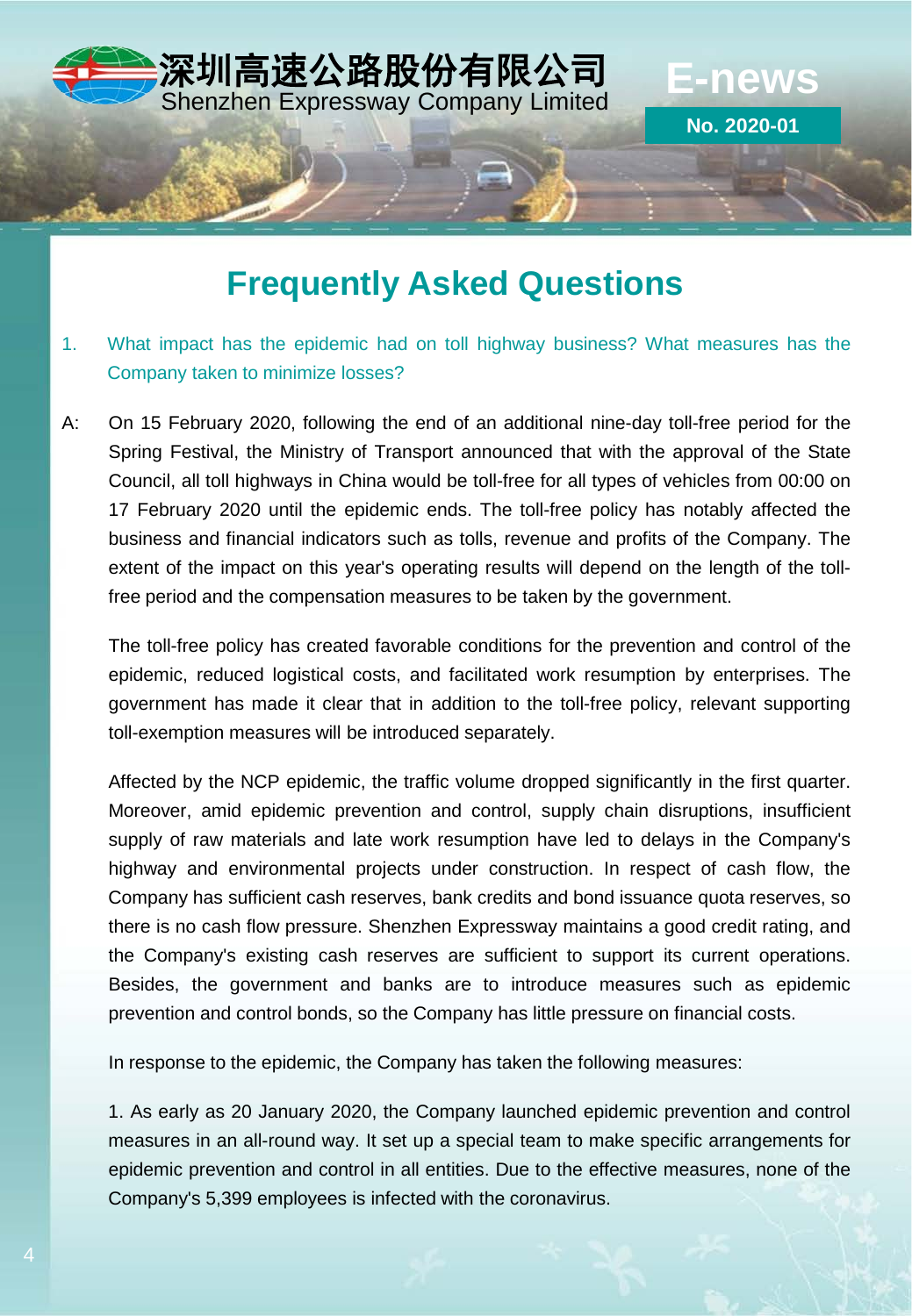# Frequently Asked Questions

1. What impact has the epidemic had on toll highway business? What measures has the Company taken to minimize losses?

A: On 15 February 2020, following the end of an additional nine-day toll-free period for the Spring Festival, the Ministry of Transport announced that with the approval of the State Council, all toll highways in China would be toll-free for all types of vehicles from 00:00 on 17 February 2020 until the epidemic ends. The toll-free policy has notably affected the business and financial indicators such as tolls, revenue and profits of the Company. The extent of the impact on this year's operating results will depend on the length of the toll-free period and the compensation measures to be taken by the government.

The toll-free policy has created favorable conditions for the prevention and control of the epidemic, reduced logistical costs, and facilitated work resumption by enterprises. The government has made it clear that in addition to the toll-free policy, relevant supporting toll-exemption measures will be introduced separately.

Affected by the NCP epidemic, the traffic volume dropped significantly in the first quarter. Moreover, amid epidemic prevention and control, supply chain disruptions, insufficient supply of raw materials and late work resumption have led to delays in the Company's highway and environmental projects under construction. In respect of cash flow, the Company has sufficient cash reserves, bank credits and bond issuance quota reserves, so there is no cash flow pressure. Shenzhen Expressway maintains a good credit rating, and the Company's existing cash reserves are sufficient to support its current operations. Besides, the government and banks are to introduce measures such as epidemic prevention and control bonds, so the Company has little pressure on financial costs.

In response to the epidemic, the Company has taken the following measures:

1. As early as 20 January 2020, the Company launched epidemic prevention and control measures in an all-round way. It set up a special team to make specific arrangements for epidemic prevention and control in all entities. Due to the effective measures, none of the Company's 5,399 employees is infected with the coronavirus.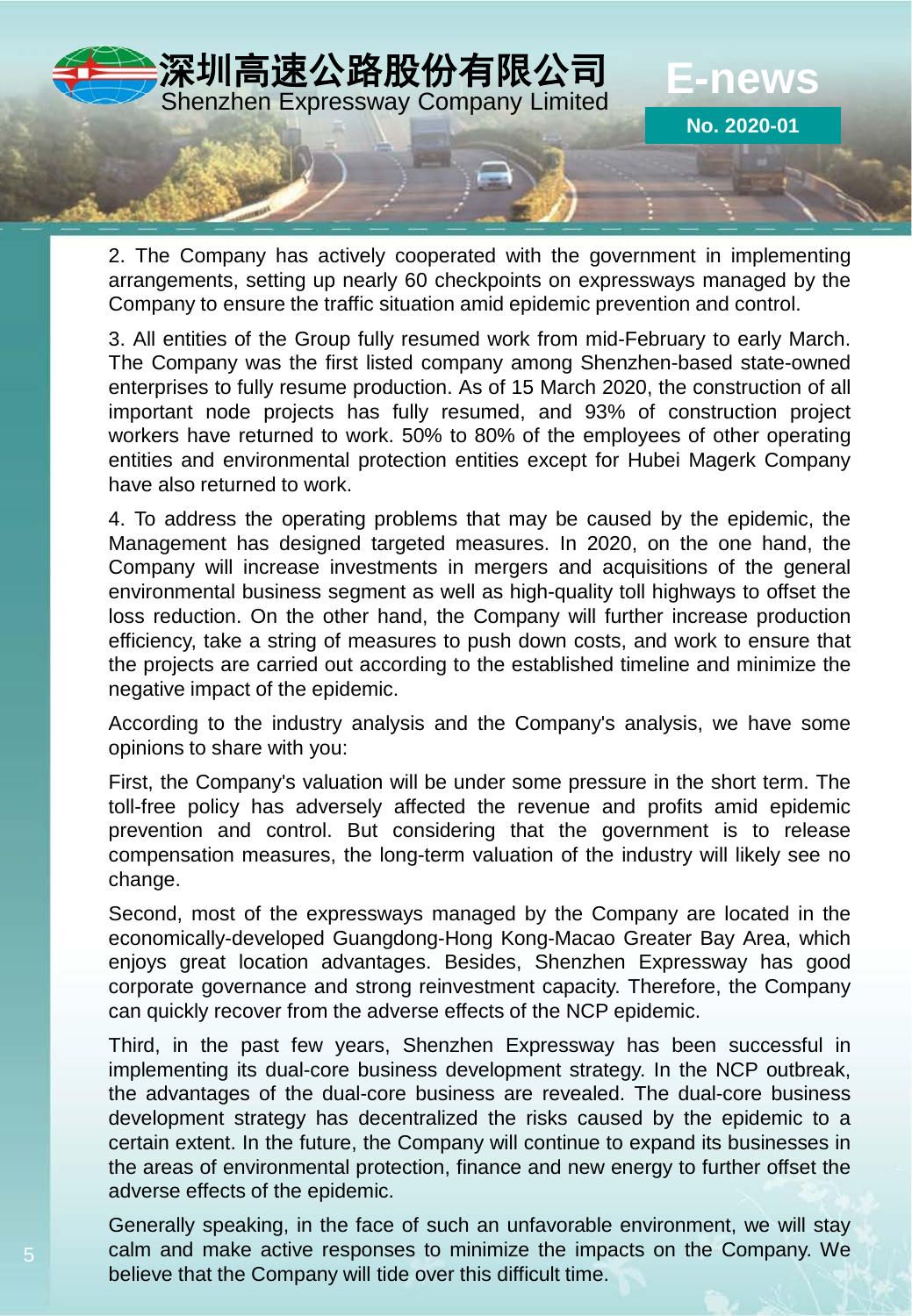2. The Company has actively cooperated with the government in implementing arrangements, setting up nearly 60 checkpoints on expressways managed by the Company to ensure the traffic situation amid epidemic prevention and control.

3. All entities of the Group fully resumed work from mid-February to early March. The Company was the first listed company among Shenzhen-based state-owned enterprises to fully resume production. As of 15 March 2020, the construction of all important node projects has fully resumed, and 93% of construction project workers have returned to work. 50% to 80% of the employees of other operating entities and environmental protection entities except for Hubei Magerk Company have also returned to work.

4. To address the operating problems that may be caused by the epidemic, the Management has designed targeted measures. In 2020, on the one hand, the Company will increase investments in mergers and acquisitions of the general environmental business segment as well as high-quality toll highways to offset the loss reduction. On the other hand, the Company will further increase production efficiency, take a string of measures to push down costs, and work to ensure that the projects are carried out according to the established timeline and minimize the negative impact of the epidemic.

According to the industry analysis and the Company's analysis, we have some opinions to share with you:

First, the Company's valuation will be under some pressure in the short term. The toll-free policy has adversely affected the revenue and profits amid epidemic prevention and control. But considering that the government is to release compensation measures, the long-term valuation of the industry will likely see no change.

Second, most of the expressways managed by the Company are located in the economically-developed Guangdong-Hong Kong-Macao Greater Bay Area, which enjoys great location advantages. Besides, Shenzhen Expressway has good corporate governance and strong reinvestment capacity. Therefore, the Company can quickly recover from the adverse effects of the NCP epidemic.

Third, in the past few years, Shenzhen Expressway has been successful in implementing its dual-core business development strategy. In the NCP outbreak, the advantages of the dual-core business are revealed. The dual-core business development strategy has decentralized the risks caused by the epidemic to a certain extent. In the future, the Company will continue to expand its businesses in the areas of environmental protection, finance and new energy to further offset the adverse effects of the epidemic.

Generally speaking, in the face of such an unfavorable environment, we will stay calm and make active responses to minimize the impacts on the Company. We believe that the Company will tide over this difficult time.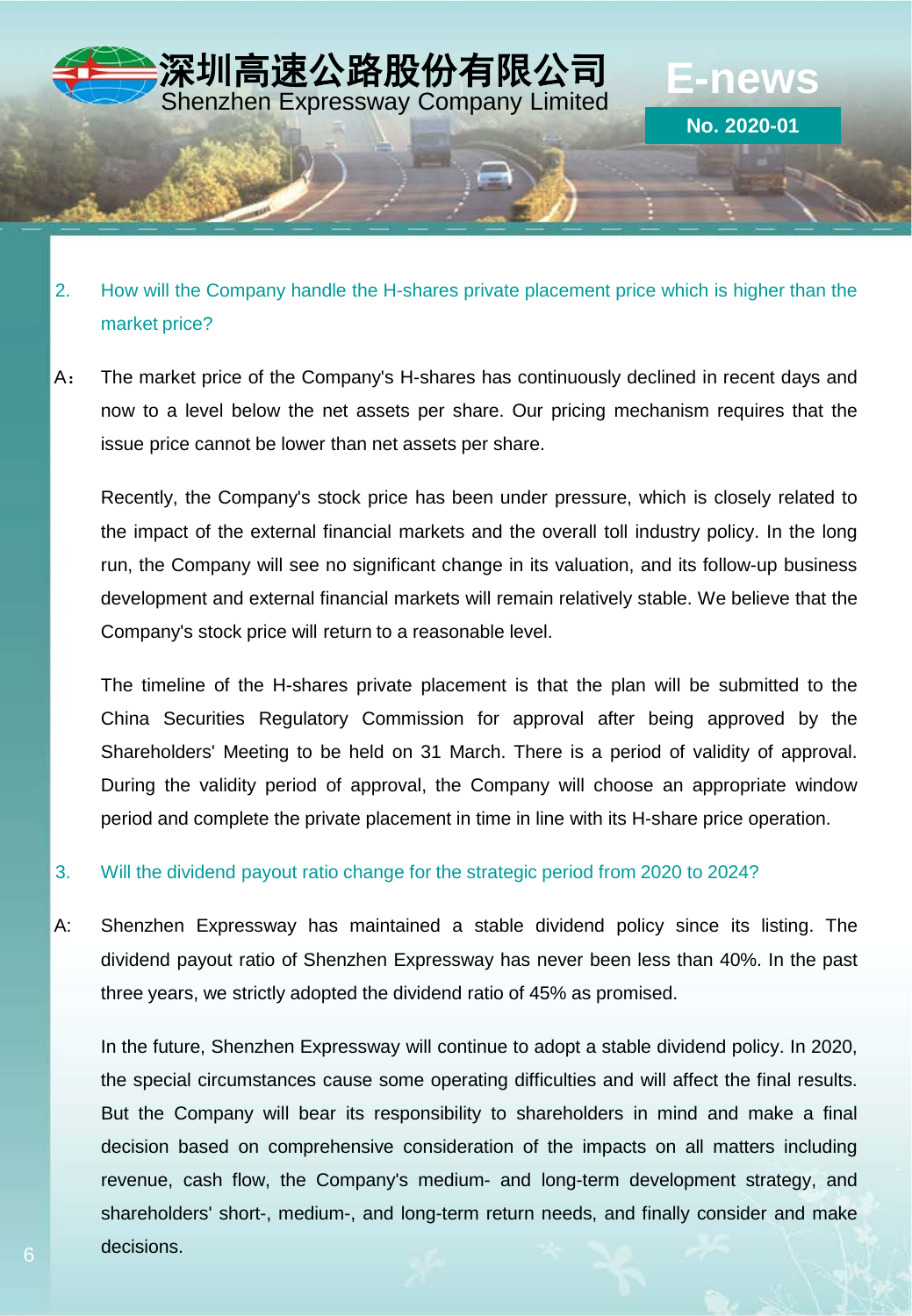2. How will the Company handle the H-shares private placement price which is higher than the market price?

A： The market price of the Company's H-shares has continuously declined in recent days and now to a level below the net assets per share. Our pricing mechanism requires that the issue price cannot be lower than net assets per share.

Recently, the Company's stock price has been under pressure, which is closely related to the impact of the external financial markets and the overall toll industry policy. In the long run, the Company will see no significant change in its valuation, and its follow-up business development and external financial markets will remain relatively stable. We believe that the Company's stock price will return to a reasonable level.

The timeline of the H-shares private placement is that the plan will be submitted to the China Securities Regulatory Commission for approval after being approved by the Shareholders' Meeting to be held on 31 March. There is a period of validity of approval. During the validity period of approval, the Company will choose an appropriate window period and complete the private placement in time in line with its H-share price operation.

3. Will the dividend payout ratio change for the strategic period from 2020 to 2024?

A: Shenzhen Expressway has maintained a stable dividend policy since its listing. The dividend payout ratio of Shenzhen Expressway has never been less than 40%. In the past three years, we strictly adopted the dividend ratio of 45% as promised.

In the future, Shenzhen Expressway will continue to adopt a stable dividend policy. In 2020, the special circumstances cause some operating difficulties and will affect the final results. But the Company will bear its responsibility to shareholders in mind and make a final decision based on comprehensive consideration of the impacts on all matters including revenue, cash flow, the Company's medium- and long-term development strategy, and shareholders' short-, medium-, and long-term return needs, and finally consider and make decisions.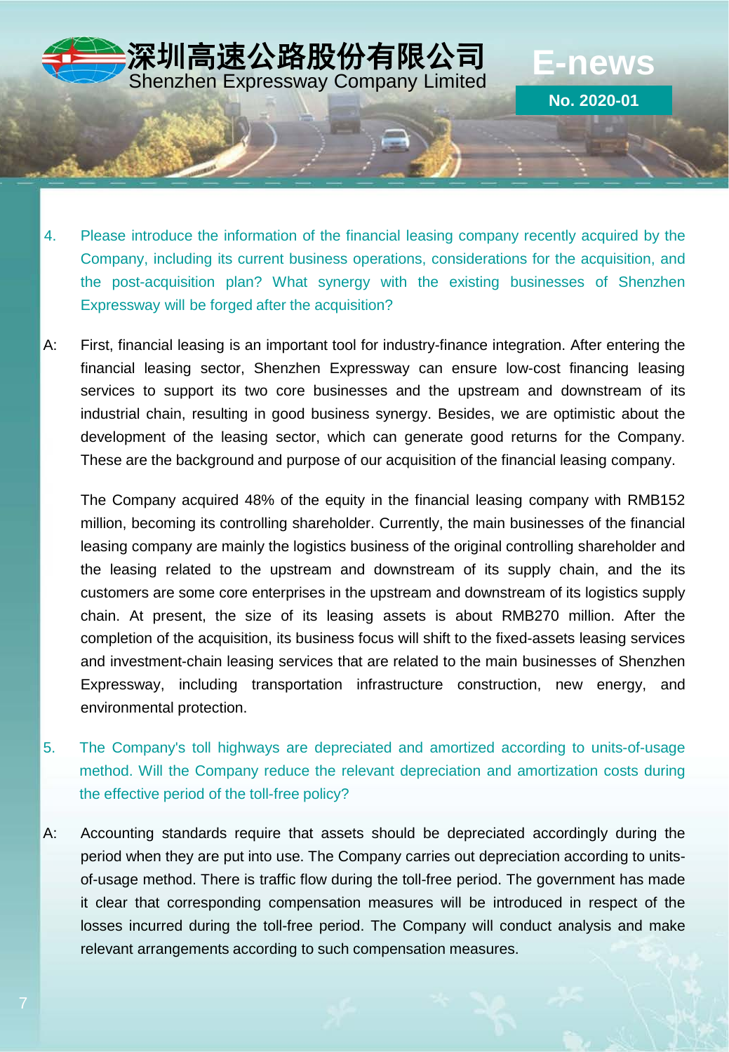4. Please introduce the information of the financial leasing company recently acquired by the Company, including its current business operations, considerations for the acquisition, and the post-acquisition plan? What synergy with the existing businesses of Shenzhen Expressway will be forged after the acquisition?

A: First, financial leasing is an important tool for industry-finance integration. After entering the financial leasing sector, Shenzhen Expressway can ensure low-cost financing leasing services to support its two core businesses and the upstream and downstream of its industrial chain, resulting in good business synergy. Besides, we are optimistic about the development of the leasing sector, which can generate good returns for the Company. These are the background and purpose of our acquisition of the financial leasing company.

The Company acquired 48% of the equity in the financial leasing company with RMB152 million, becoming its controlling shareholder. Currently, the main businesses of the financial leasing company are mainly the logistics business of the original controlling shareholder and the leasing related to the upstream and downstream of its supply chain, and the its customers are some core enterprises in the upstream and downstream of its logistics supply chain. At present, the size of its leasing assets is about RMB270 million. After the completion of the acquisition, its business focus will shift to the fixed-assets leasing services and investment-chain leasing services that are related to the main businesses of Shenzhen Expressway, including transportation infrastructure construction, new energy, and environmental protection.

5. The Company's toll highways are depreciated and amortized according to units-of-usage method. Will the Company reduce the relevant depreciation and amortization costs during the effective period of the toll-free policy?

A: Accounting standards require that assets should be depreciated accordingly during the period when they are put into use. The Company carries out depreciation according to units-of-usage method. There is traffic flow during the toll-free period. The government has made it clear that corresponding compensation measures will be introduced in respect of the losses incurred during the toll-free period. The Company will conduct analysis and make relevant arrangements according to such compensation measures.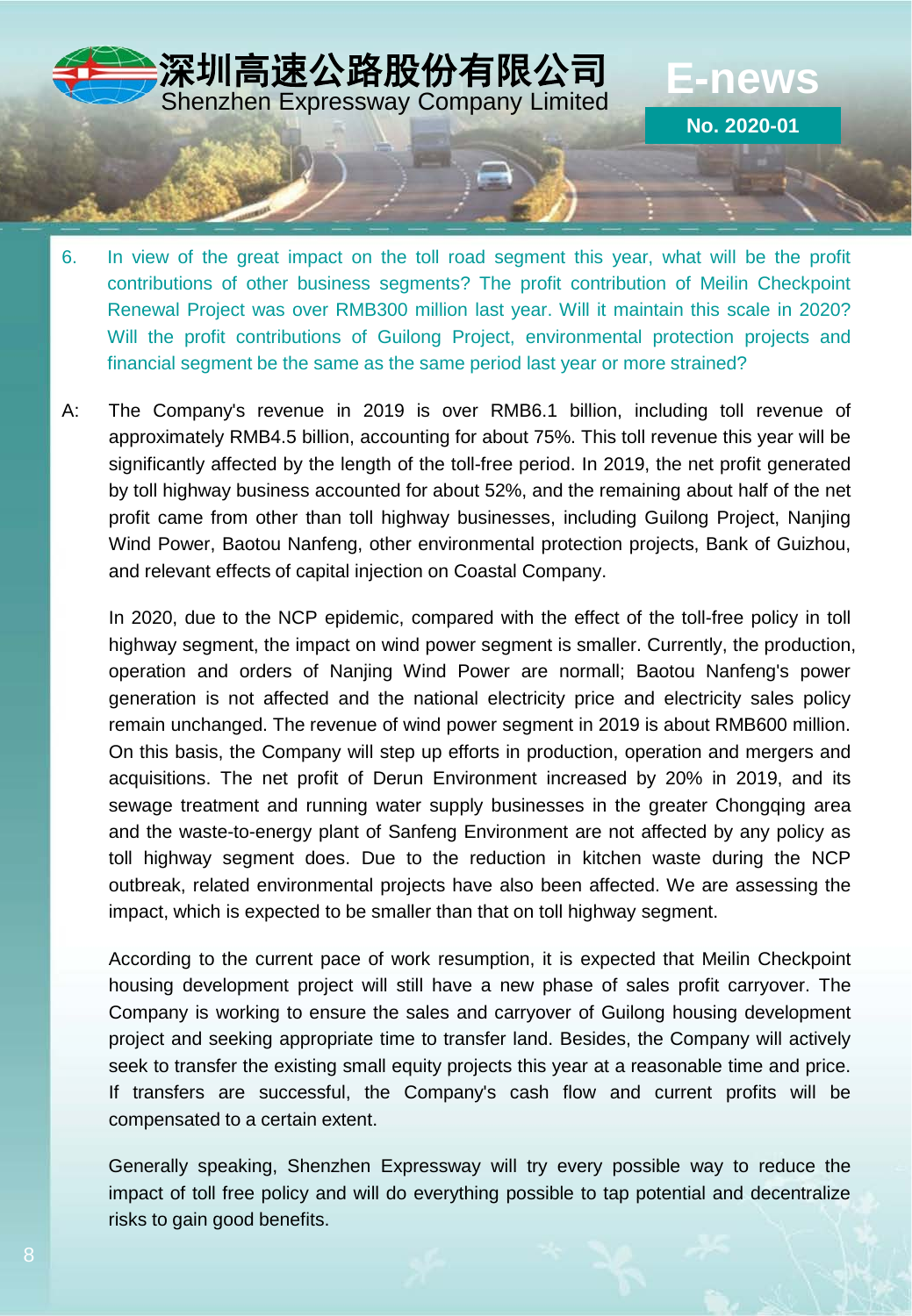6. In view of the great impact on the toll road segment this year, what will be the profit contributions of other business segments? The profit contribution of Meilin Checkpoint Renewal Project was over RMB300 million last year. Will it maintain this scale in 2020? Will the profit contributions of Guilong Project, environmental protection projects and financial segment be the same as the same period last year or more strained?

A: The Company's revenue in 2019 is over RMB6.1 billion, including toll revenue of approximately RMB4.5 billion, accounting for about 75%. This toll revenue this year will be significantly affected by the length of the toll-free period. In 2019, the net profit generated by toll highway business accounted for about 52%, and the remaining about half of the net profit came from other than toll highway businesses, including Guilong Project, Nanjing Wind Power, Baotou Nanfeng, other environmental protection projects, Bank of Guizhou, and relevant effects of capital injection on Coastal Company.

In 2020, due to the NCP epidemic, compared with the effect of the toll-free policy in toll highway segment, the impact on wind power segment is smaller. Currently, the production, operation and orders of Nanjing Wind Power are normal; Baotou Nanfeng's power generation is not affected and the national electricity price and electricity sales policy remain unchanged. The revenue of wind power segment in 2019 is about RMB600 million. On this basis, the Company will step up efforts in production, operation and mergers and acquisitions. The net profit of Derun Environment increased by 20% in 2019, and its sewage treatment and running water supply businesses in the greater Chongqing area and the waste-to-energy plant of Sanfeng Environment are not affected by any policy as toll highway segment does. Due to the reduction in kitchen waste during the NCP outbreak, related environmental projects have also been affected. We are assessing the impact, which is expected to be smaller than that on toll highway segment.

According to the current pace of work resumption, it is expected that Meilin Checkpoint housing development project will still have a new phase of sales profit carryover. The Company is working to ensure the sales and carryover of Guilong housing development project and seeking appropriate time to transfer land. Besides, the Company will actively seek to transfer the existing small equity projects this year at a reasonable time and price. If transfers are successful, the Company's cash flow and current profits will be compensated to a certain extent.

Generally speaking, Shenzhen Expressway will try every possible way to reduce the impact of toll free policy and will do everything possible to tap potential and decentralize risks to gain good benefits.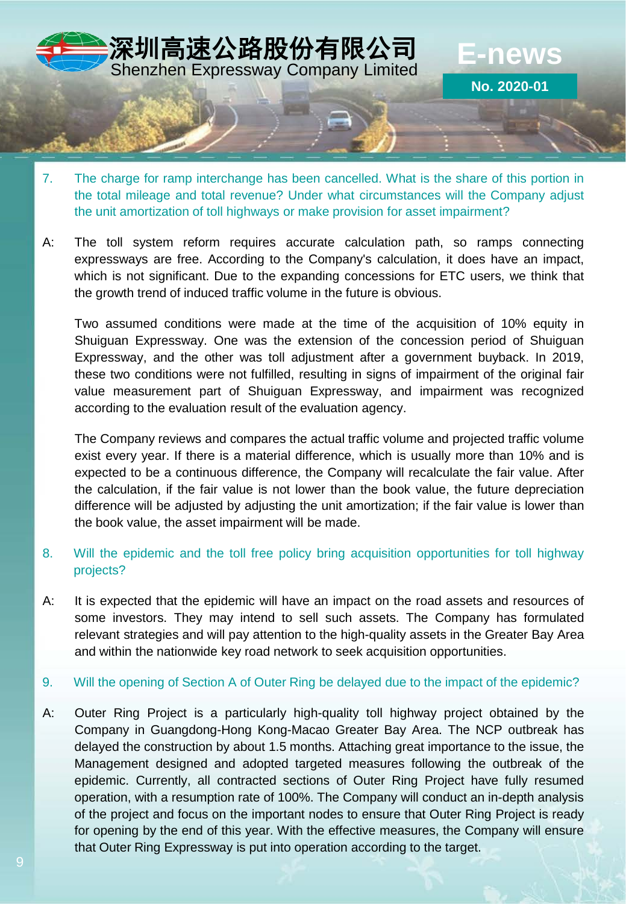7. The charge for ramp interchange has been cancelled. What is the share of this portion in the total mileage and total revenue? Under what circumstances will the Company adjust the unit amortization of toll highways or make provision for asset impairment?

A: The toll system reform requires accurate calculation path, so ramps connecting expressways are free. According to the Company's calculation, it does have an impact, which is not significant. Due to the expanding concessions for ETC users, we think that the growth trend of induced traffic volume in the future is obvious.

Two assumed conditions were made at the time of the acquisition of 10% equity in Shuiguan Expressway. One was the extension of the concession period of Shuiguan Expressway, and the other was toll adjustment after a government buyback. In 2019, these two conditions were not fulfilled, resulting in signs of impairment of the original fair value measurement part of Shuiguan Expressway, and impairment was recognized according to the evaluation result of the evaluation agency.

The Company reviews and compares the actual traffic volume and projected traffic volume exist every year. If there is a material difference, which is usually more than 10% and is expected to be a continuous difference, the Company will recalculate the fair value. After the calculation, if the fair value is not lower than the book value, the future depreciation difference will be adjusted by adjusting the unit amortization; if the fair value is lower than the book value, the asset impairment will be made.

8. Will the epidemic and the toll free policy bring acquisition opportunities for toll highway projects?

A: It is expected that the epidemic will have an impact on the road assets and resources of some investors. They may intend to sell such assets. The Company has formulated relevant strategies and will pay attention to the high-quality assets in the Greater Bay Area and within the nationwide key road network to seek acquisition opportunities.

9. Will the opening of Section A of Outer Ring be delayed due to the impact of the epidemic?

A: Outer Ring Project is a particularly high-quality toll highway project obtained by the Company in Guangdong-Hong Kong-Macao Greater Bay Area. The NCP outbreak has delayed the construction by about 1.5 months. Attaching great importance to the issue, the Management designed and adopted targeted measures following the outbreak of the epidemic. Currently, all contracted sections of Outer Ring Project have fully resumed operation, with a resumption rate of 100%. The Company will conduct an in-depth analysis of the project and focus on the important nodes to ensure that Outer Ring Project is ready for opening by the end of this year. With the effective measures, the Company will ensure that Outer Ring Expressway is put into operation according to the target.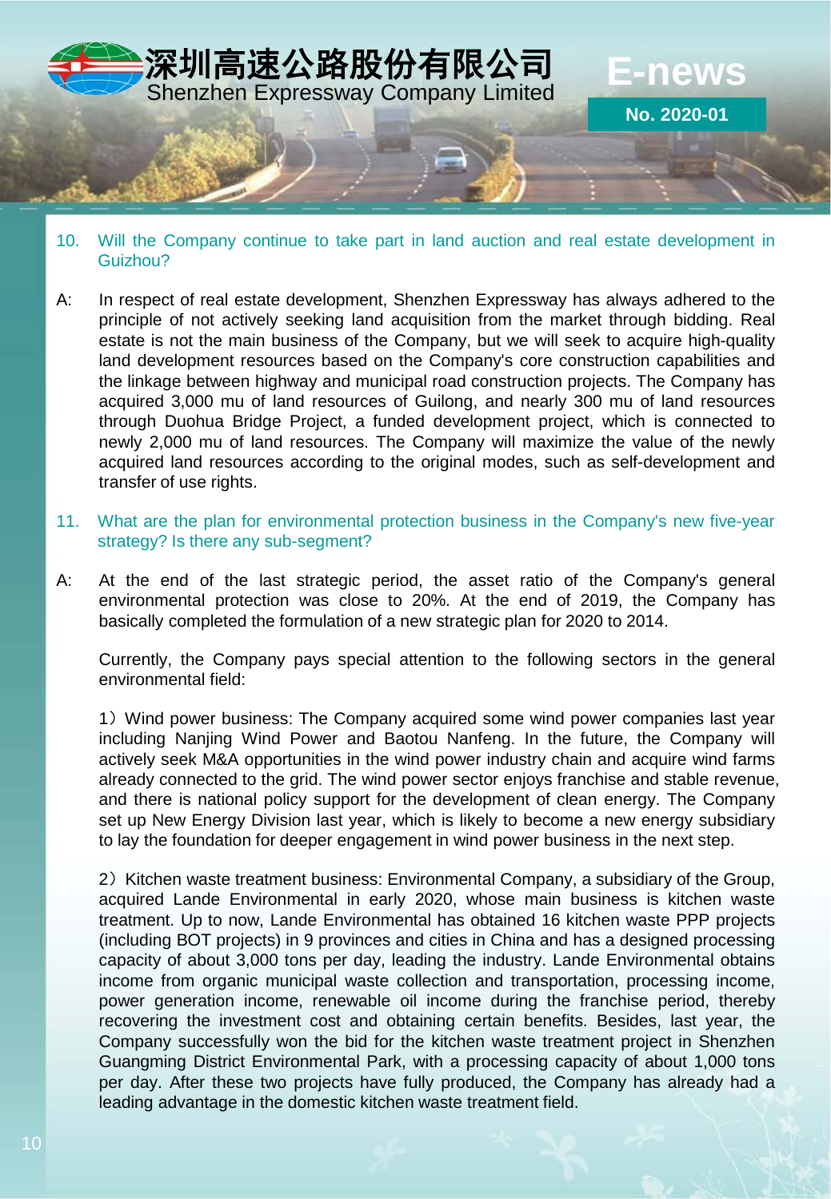10. Will the Company continue to take part in land auction and real estate development in Guizhou?

A: In respect of real estate development, Shenzhen Expressway has always adhered to the principle of not actively seeking land acquisition from the market through bidding. Real estate is not the main business of the Company, but we will seek to acquire high-quality land development resources based on the Company's core construction capabilities and the linkage between highway and municipal road construction projects. The Company has acquired 3,000 mu of land resources of Guilong, and nearly 300 mu of land resources through Duohua Bridge Project, a funded development project, which is connected to newly 2,000 mu of land resources. The Company will maximize the value of the newly acquired land resources according to the original modes, such as self-development and transfer of use rights.

11. What are the plan for environmental protection business in the Company's new five-year strategy? Is there any sub-segment?

A: At the end of the last strategic period, the asset ratio of the Company's general environmental protection was close to 20%. At the end of 2019, the Company has basically completed the formulation of a new strategic plan for 2020 to 2014.

Currently, the Company pays special attention to the following sectors in the general environmental field:

1）Wind power business: The Company acquired some wind power companies last year including Nanjing Wind Power and Baotou Nanfeng. In the future, the Company will actively seek M&A opportunities in the wind power industry chain and acquire wind farms already connected to the grid. The wind power sector enjoys franchise and stable revenue, and there is national policy support for the development of clean energy. The Company set up New Energy Division last year, which is likely to become a new energy subsidiary to lay the foundation for deeper engagement in wind power business in the next step.

2）Kitchen waste treatment business: Environmental Company, a subsidiary of the Group, acquired Lande Environmental in early 2020, whose main business is kitchen waste treatment. Up to now, Lande Environmental has obtained 16 kitchen waste PPP projects (including BOT projects) in 9 provinces and cities in China and has a designed processing capacity of about 3,000 tons per day, leading the industry. Lande Environmental obtains income from organic municipal waste collection and transportation, processing income, power generation income, renewable oil income during the franchise period, thereby recovering the investment cost and obtaining certain benefits. Besides, last year, the Company successfully won the bid for the kitchen waste treatment project in Shenzhen Guangming District Environmental Park, with a processing capacity of about 1,000 tons per day. After these two projects have fully produced, the Company has already had a leading advantage in the domestic kitchen waste treatment field.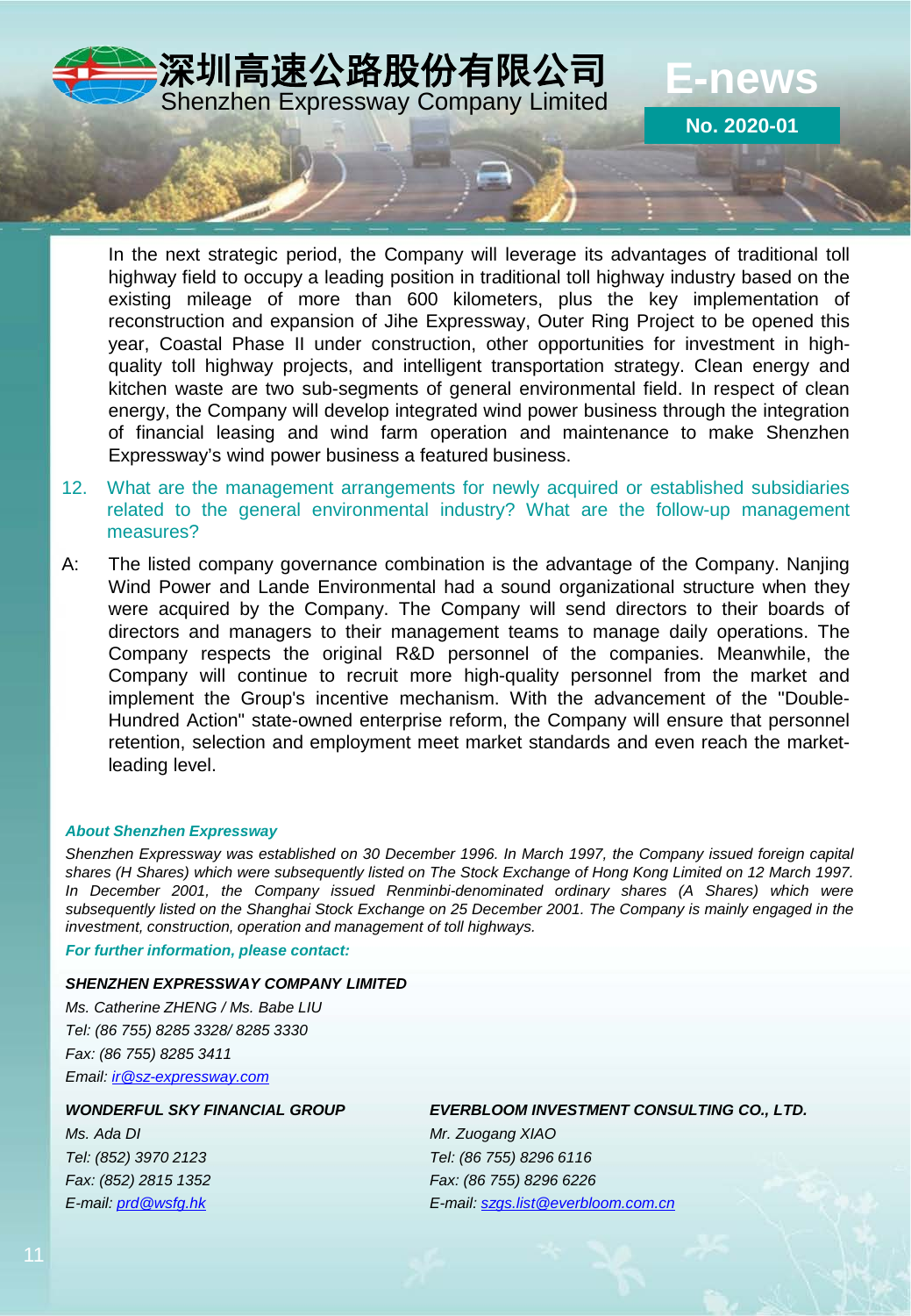In the next strategic period, the Company will leverage its advantages of traditional toll highway field to occupy a leading position in traditional toll highway industry based on the existing mileage of more than 600 kilometers, plus the key implementation of reconstruction and expansion of Jihe Expressway, Outer Ring Project to be opened this year, Coastal Phase II under construction, other opportunities for investment in high-quality toll highway projects, and intelligent transportation strategy. Clean energy and kitchen waste are two sub-segments of general environmental field. In respect of clean energy, the Company will develop integrated wind power business through the integration of financial leasing and wind farm operation and maintenance to make Shenzhen Expressway's wind power business a featured business.

12. What are the management arrangements for newly acquired or established subsidiaries related to the general environmental industry? What are the follow-up management measures?

A: The listed company governance combination is the advantage of the Company. Nanjing Wind Power and Lande Environmental had a sound organizational structure when they were acquired by the Company. The Company will send directors to their boards of directors and managers to their management teams to manage daily operations. The Company respects the original R&D personnel of the companies. Meanwhile, the Company will continue to recruit more high-quality personnel from the market and implement the Group's incentive mechanism. With the advancement of the "Double-Hundred Action" state-owned enterprise reform, the Company will ensure that personnel retention, selection and employment meet market standards and even reach the market-leading level.

***About Shenzhen Expressway***

*Shenzhen Expressway was established on 30 December 1996. In March 1997, the Company issued foreign capital shares (H Shares) which were subsequently listed on The Stock Exchange of Hong Kong Limited on 12 March 1997. In December 2001, the Company issued Renminbi-denominated ordinary shares (A Shares) which were subsequently listed on the Shanghai Stock Exchange on 25 December 2001. The Company is mainly engaged in the investment, construction, operation and management of toll highways.*

***For further information, please contact:***

***SHENZHEN EXPRESSWAY COMPANY LIMITED***
*Ms. Catherine ZHENG / Ms. Babe LIU*
*Tel: (86 755) 8285 3328/ 8285 3330*
*Fax: (86 755) 8285 3411*
*Email: ir@sz-expressway.com*

***WONDERFUL SKY FINANCIAL GROUP***
*Ms. Ada DI*
*Tel: (852) 3970 2123*
*Fax: (852) 2815 1352*
*E-mail: prd@wsfg.hk*

***EVERBLOOM INVESTMENT CONSULTING CO., LTD.***
*Mr. Zuogang XIAO*
*Tel: (86 755) 8296 6116*
*Fax: (86 755) 8296 6226*
*E-mail: szgs.list@everbloom.com.cn*